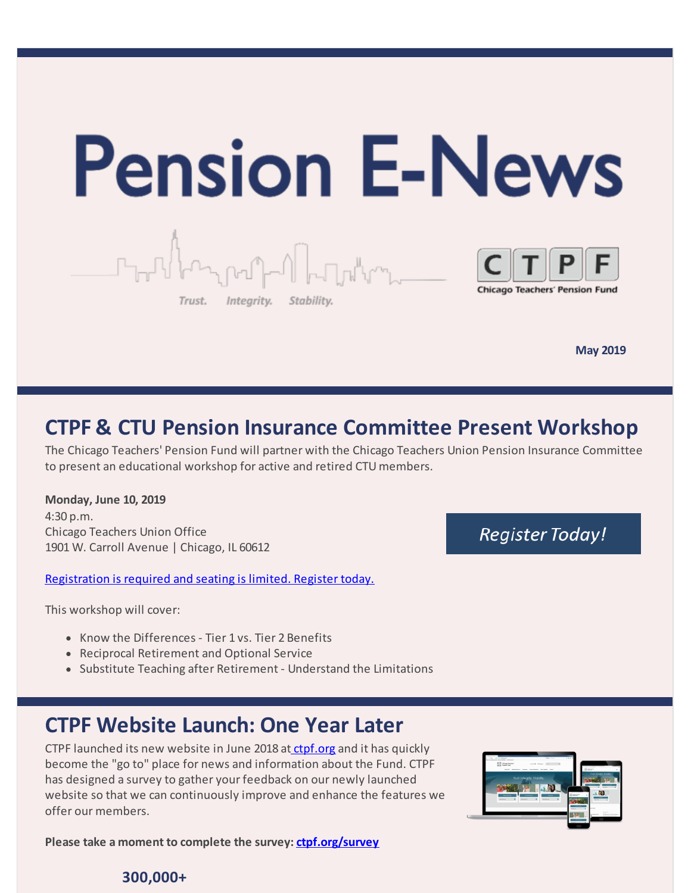# Pension E-News

Trust. Integrity. Stability.

CTPF
Chicago Teachers' Pension Fund

**May 2019**

## CTPF & CTU Pension Insurance Committee Present Workshop

The Chicago Teachers' Pension Fund will partner with the Chicago Teachers Union Pension Insurance Committee to present an educational workshop for active and retired CTU members.

**Monday, June 10, 2019**
4:30 p.m.
Chicago Teachers Union Office
1901 W. Carroll Avenue | Chicago, IL 60612

*Register Today!*

Registration is required and seating is limited. Register today.

This workshop will cover:

- Know the Differences - Tier 1 vs. Tier 2 Benefits
- Reciprocal Retirement and Optional Service
- Substitute Teaching after Retirement - Understand the Limitations

## CTPF Website Launch: One Year Later

CTPF launched its new website in June 2018 at ctpf.org and it has quickly become the "go to" place for news and information about the Fund. CTPF has designed a survey to gather your feedback on our newly launched website so that we can continuously improve and enhance the features we offer our members.

**Please take a moment to complete the survey: ctpf.org/survey**

**300,000+**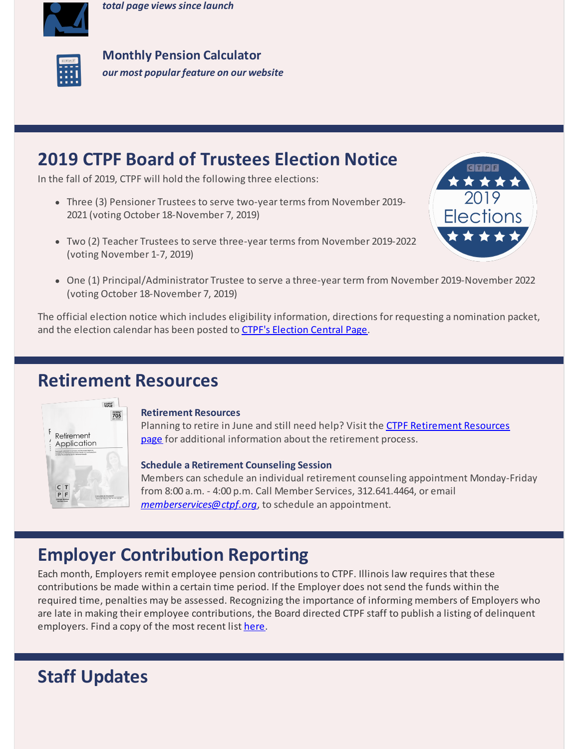*total page views since launch*

**Monthly Pension Calculator**
*our most popular feature on our website*

## 2019 CTPF Board of Trustees Election Notice

In the fall of 2019, CTPF will hold the following three elections:

- Three (3) Pensioner Trustees to serve two-year terms from November 2019-2021 (voting October 18-November 7, 2019)
- Two (2) Teacher Trustees to serve three-year terms from November 2019-2022 (voting November 1-7, 2019)
- One (1) Principal/Administrator Trustee to serve a three-year term from November 2019-November 2022 (voting October 18-November 7, 2019)

The official election notice which includes eligibility information, directions for requesting a nomination packet, and the election calendar has been posted to CTPF's Election Central Page.

## Retirement Resources

**Retirement Resources**
Planning to retire in June and still need help? Visit the CTPF Retirement Resources page for additional information about the retirement process.

**Schedule a Retirement Counseling Session**
Members can schedule an individual retirement counseling appointment Monday-Friday from 8:00 a.m. - 4:00 p.m. Call Member Services, 312.641.4464, or email *memberservices@ctpf.org*, to schedule an appointment.

## Employer Contribution Reporting

Each month, Employers remit employee pension contributions to CTPF. Illinois law requires that these contributions be made within a certain time period. If the Employer does not send the funds within the required time, penalties may be assessed. Recognizing the importance of informing members of Employers who are late in making their employee contributions, the Board directed CTPF staff to publish a listing of delinquent employers. Find a copy of the most recent list here.

## Staff Updates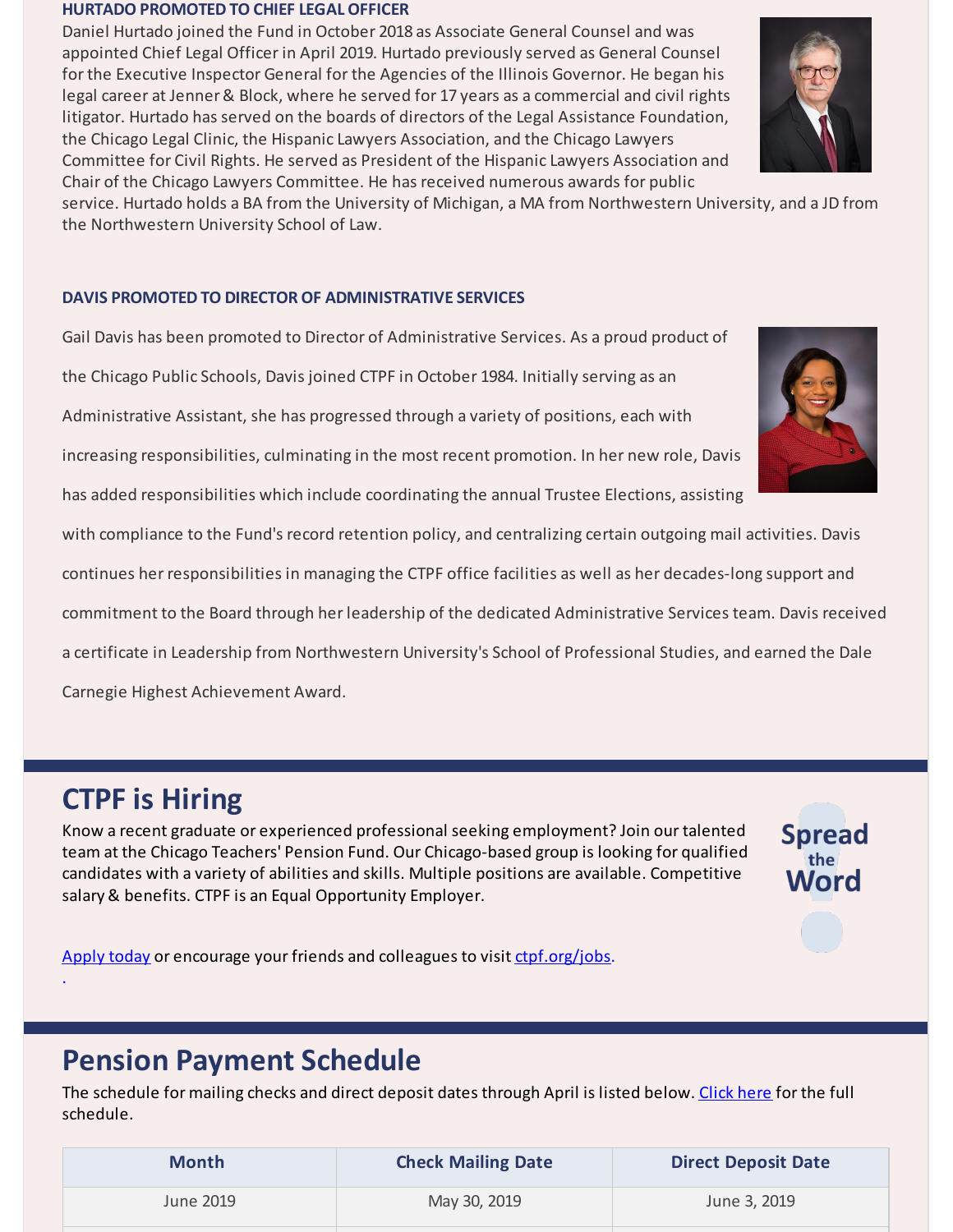### HURTADO PROMOTED TO CHIEF LEGAL OFFICER

Daniel Hurtado joined the Fund in October 2018 as Associate General Counsel and was appointed Chief Legal Officer in April 2019. Hurtado previously served as General Counsel for the Executive Inspector General for the Agencies of the Illinois Governor. He began his legal career at Jenner & Block, where he served for 17 years as a commercial and civil rights litigator. Hurtado has served on the boards of directors of the Legal Assistance Foundation, the Chicago Legal Clinic, the Hispanic Lawyers Association, and the Chicago Lawyers Committee for Civil Rights. He served as President of the Hispanic Lawyers Association and Chair of the Chicago Lawyers Committee. He has received numerous awards for public service. Hurtado holds a BA from the University of Michigan, a MA from Northwestern University, and a JD from the Northwestern University School of Law.

### DAVIS PROMOTED TO DIRECTOR OF ADMINISTRATIVE SERVICES

Gail Davis has been promoted to Director of Administrative Services. As a proud product of the Chicago Public Schools, Davis joined CTPF in October 1984. Initially serving as an Administrative Assistant, she has progressed through a variety of positions, each with increasing responsibilities, culminating in the most recent promotion. In her new role, Davis has added responsibilities which include coordinating the annual Trustee Elections, assisting with compliance to the Fund's record retention policy, and centralizing certain outgoing mail activities. Davis continues her responsibilities in managing the CTPF office facilities as well as her decades-long support and commitment to the Board through her leadership of the dedicated Administrative Services team. Davis received a certificate in Leadership from Northwestern University's School of Professional Studies, and earned the Dale Carnegie Highest Achievement Award.

## CTPF is Hiring

Know a recent graduate or experienced professional seeking employment? Join our talented team at the Chicago Teachers' Pension Fund. Our Chicago-based group is looking for qualified candidates with a variety of abilities and skills. Multiple positions are available. Competitive salary & benefits. CTPF is an Equal Opportunity Employer.

Spread the Word

Apply today or encourage your friends and colleagues to visit ctpf.org/jobs.

## Pension Payment Schedule

The schedule for mailing checks and direct deposit dates through April is listed below. Click here for the full schedule.

| Month | Check Mailing Date | Direct Deposit Date |
|---|---|---|
| June 2019 | May 30, 2019 | June 3, 2019 |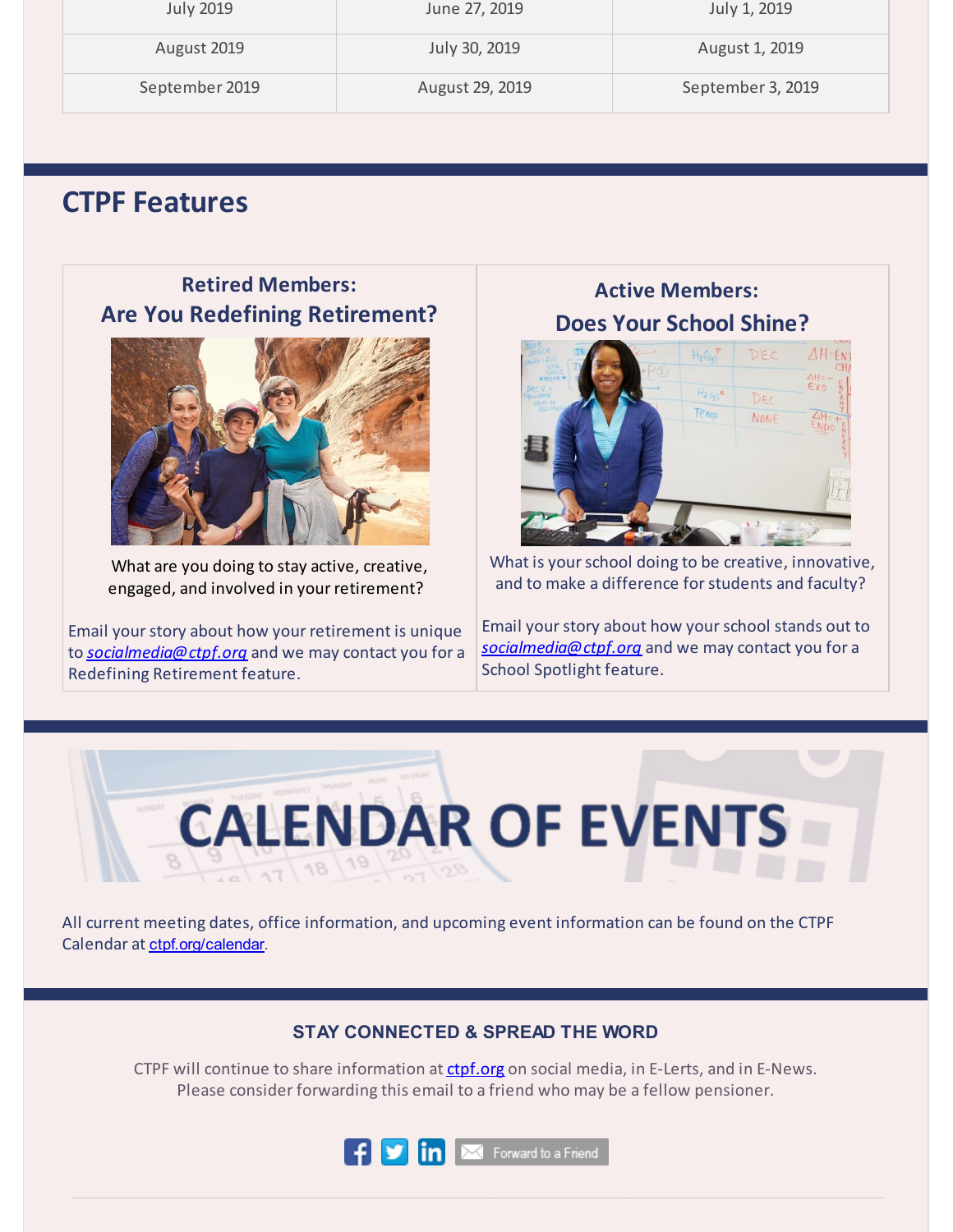| July 2019 | June 27, 2019 | July 1, 2019 |
| --- | --- | --- |
| August 2019 | July 30, 2019 | August 1, 2019 |
| September 2019 | August 29, 2019 | September 3, 2019 |

## CTPF Features

### Retired Members: Are You Redefining Retirement?

What are you doing to stay active, creative, engaged, and involved in your retirement?

Email your story about how your retirement is unique to *socialmedia@ctpf.org* and we may contact you for a Redefining Retirement feature.

### Active Members: Does Your School Shine?

What is your school doing to be creative, innovative, and to make a difference for students and faculty?

Email your story about how your school stands out to *socialmedia@ctpf.org* and we may contact you for a School Spotlight feature.

## CALENDAR OF EVENTS

All current meeting dates, office information, and upcoming event information can be found on the CTPF Calendar at ctpf.org/calendar.

### STAY CONNECTED & SPREAD THE WORD

CTPF will continue to share information at ctpf.org on social media, in E-Lerts, and in E-News. Please consider forwarding this email to a friend who may be a fellow pensioner.

Forward to a Friend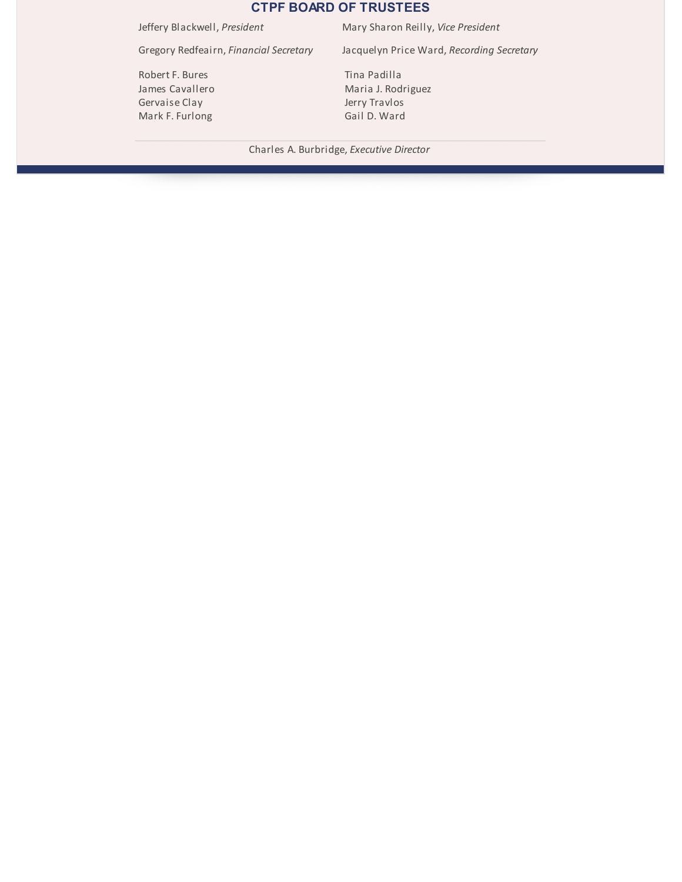## CTPF BOARD OF TRUSTEES

Jeffery Blackwell, *President*

Mary Sharon Reilly, *Vice President*

Gregory Redfeairn, *Financial Secretary*

Jacquelyn Price Ward, *Recording Secretary*

Robert F. Bures
James Cavallero
Gervaise Clay
Mark F. Furlong
Tina Padilla
Maria J. Rodriguez
Jerry Travlos
Gail D. Ward

---

Charles A. Burbridge, *Executive Director*